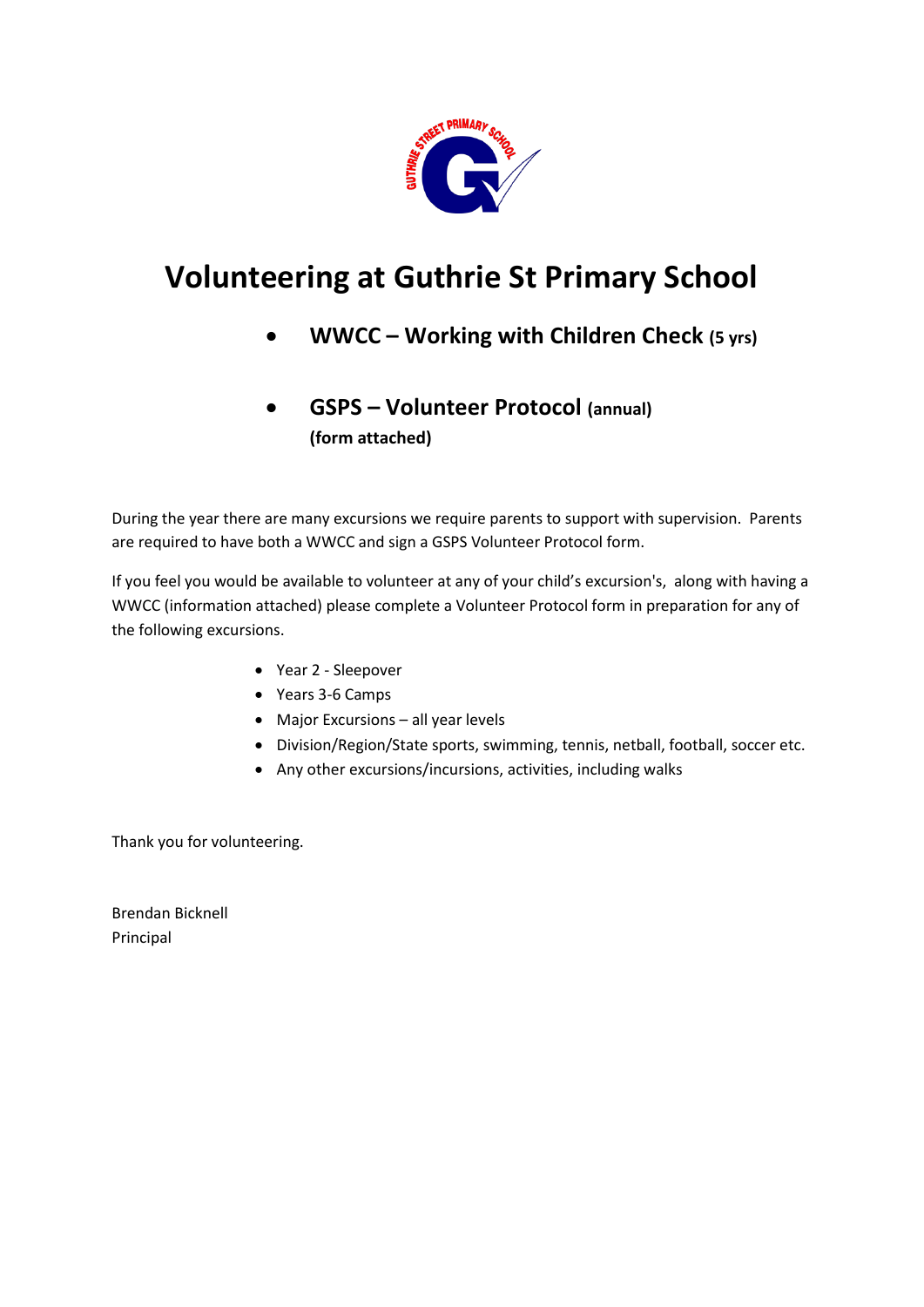# Volunteering at Guthrie St Primary School

- **WWCC – Working with Children Check (5 yrs)**
- **GSPS – Volunteer Protocol (annual)**
  **(form attached)**

During the year there are many excursions we require parents to support with supervision. Parents are required to have both a WWCC and sign a GSPS Volunteer Protocol form.

If you feel you would be available to volunteer at any of your child's excursion's, along with having a WWCC (information attached) please complete a Volunteer Protocol form in preparation for any of the following excursions.

- Year 2 - Sleepover
- Years 3-6 Camps
- Major Excursions – all year levels
- Division/Region/State sports, swimming, tennis, netball, football, soccer etc.
- Any other excursions/incursions, activities, including walks

Thank you for volunteering.

Brendan Bicknell
Principal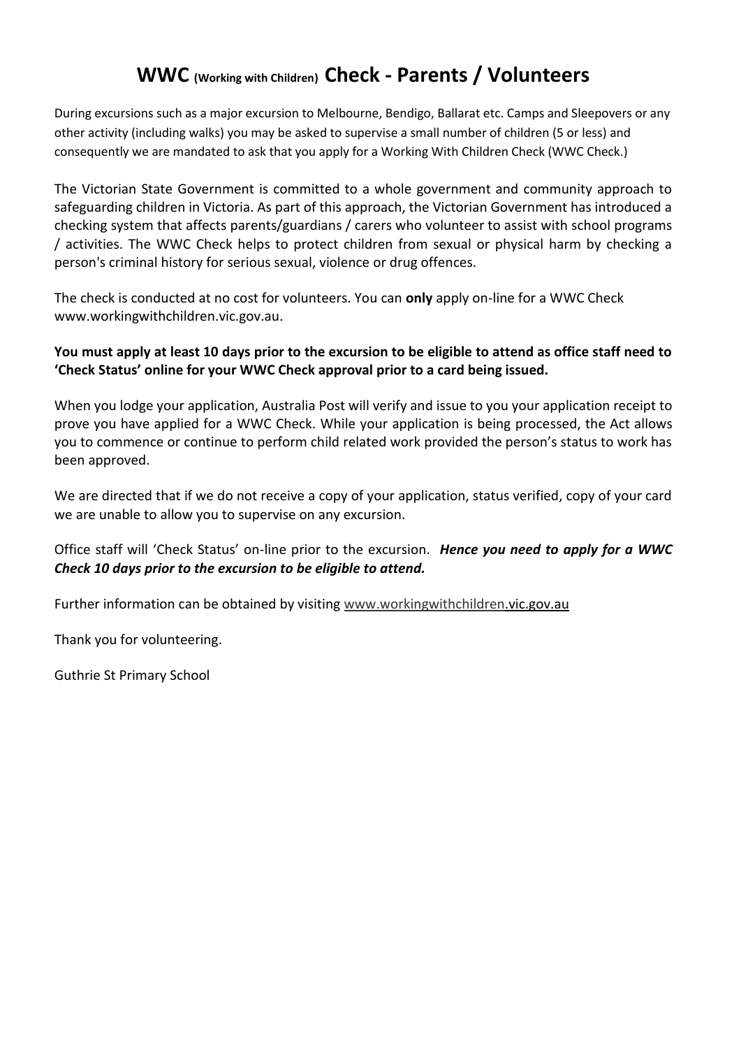# WWC (Working with Children) Check - Parents / Volunteers

During excursions such as a major excursion to Melbourne, Bendigo, Ballarat etc. Camps and Sleepovers or any other activity (including walks) you may be asked to supervise a small number of children (5 or less) and consequently we are mandated to ask that you apply for a Working With Children Check (WWC Check.)

The Victorian State Government is committed to a whole government and community approach to safeguarding children in Victoria. As part of this approach, the Victorian Government has introduced a checking system that affects parents/guardians / carers who volunteer to assist with school programs / activities. The WWC Check helps to protect children from sexual or physical harm by checking a person's criminal history for serious sexual, violence or drug offences.

The check is conducted at no cost for volunteers. You can **only** apply on-line for a WWC Check www.workingwithchildren.vic.gov.au.

**You must apply at least 10 days prior to the excursion to be eligible to attend as office staff need to 'Check Status' online for your WWC Check approval prior to a card being issued.**

When you lodge your application, Australia Post will verify and issue to you your application receipt to prove you have applied for a WWC Check. While your application is being processed, the Act allows you to commence or continue to perform child related work provided the person's status to work has been approved.

We are directed that if we do not receive a copy of your application, status verified, copy of your card we are unable to allow you to supervise on any excursion.

Office staff will 'Check Status' on-line prior to the excursion. ***Hence you need to apply for a WWC Check 10 days prior to the excursion to be eligible to attend.***

Further information can be obtained by visiting www.workingwithchildren.vic.gov.au

Thank you for volunteering.

Guthrie St Primary School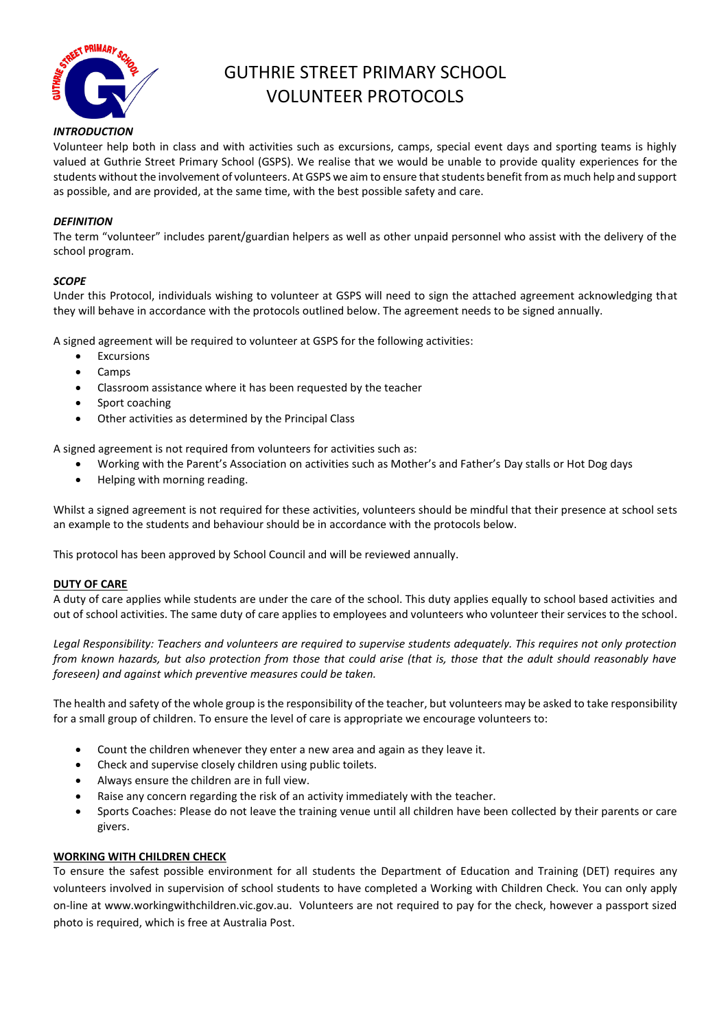# GUTHRIE STREET PRIMARY SCHOOL
# VOLUNTEER PROTOCOLS

***INTRODUCTION***

Volunteer help both in class and with activities such as excursions, camps, special event days and sporting teams is highly valued at Guthrie Street Primary School (GSPS). We realise that we would be unable to provide quality experiences for the students without the involvement of volunteers. At GSPS we aim to ensure that students benefit from as much help and support as possible, and are provided, at the same time, with the best possible safety and care.

***DEFINITION***

The term "volunteer" includes parent/guardian helpers as well as other unpaid personnel who assist with the delivery of the school program.

***SCOPE***

Under this Protocol, individuals wishing to volunteer at GSPS will need to sign the attached agreement acknowledging that they will behave in accordance with the protocols outlined below. The agreement needs to be signed annually.

A signed agreement will be required to volunteer at GSPS for the following activities:

- Excursions
- Camps
- Classroom assistance where it has been requested by the teacher
- Sport coaching
- Other activities as determined by the Principal Class

A signed agreement is not required from volunteers for activities such as:

- Working with the Parent's Association on activities such as Mother's and Father's Day stalls or Hot Dog days
- Helping with morning reading.

Whilst a signed agreement is not required for these activities, volunteers should be mindful that their presence at school sets an example to the students and behaviour should be in accordance with the protocols below.

This protocol has been approved by School Council and will be reviewed annually.

**DUTY OF CARE**

A duty of care applies while students are under the care of the school. This duty applies equally to school based activities and out of school activities. The same duty of care applies to employees and volunteers who volunteer their services to the school.

*Legal Responsibility: Teachers and volunteers are required to supervise students adequately. This requires not only protection from known hazards, but also protection from those that could arise (that is, those that the adult should reasonably have foreseen) and against which preventive measures could be taken.*

The health and safety of the whole group is the responsibility of the teacher, but volunteers may be asked to take responsibility for a small group of children. To ensure the level of care is appropriate we encourage volunteers to:

- Count the children whenever they enter a new area and again as they leave it.
- Check and supervise closely children using public toilets.
- Always ensure the children are in full view.
- Raise any concern regarding the risk of an activity immediately with the teacher.
- Sports Coaches: Please do not leave the training venue until all children have been collected by their parents or care givers.

**WORKING WITH CHILDREN CHECK**

To ensure the safest possible environment for all students the Department of Education and Training (DET) requires any volunteers involved in supervision of school students to have completed a Working with Children Check. You can only apply on-line at www.workingwithchildren.vic.gov.au. Volunteers are not required to pay for the check, however a passport sized photo is required, which is free at Australia Post.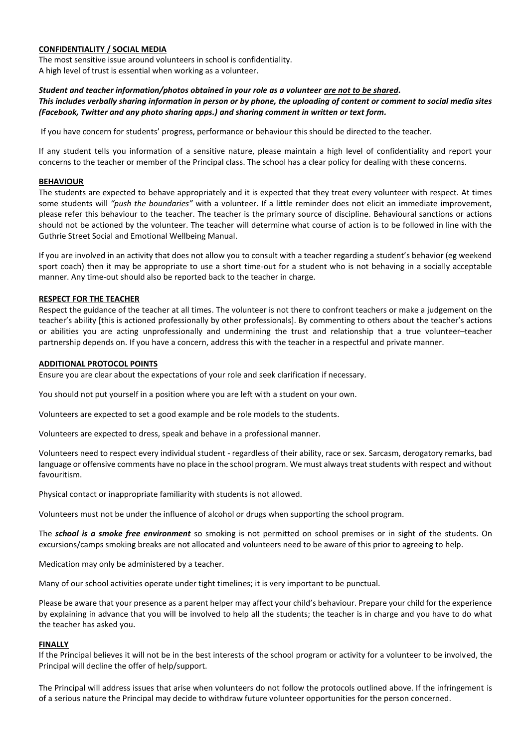## CONFIDENTIALITY / SOCIAL MEDIA

The most sensitive issue around volunteers in school is confidentiality.
A high level of trust is essential when working as a volunteer.

***Student and teacher information/photos obtained in your role as a volunteer <u>are not to be shared</u>.***
***This includes verbally sharing information in person or by phone, the uploading of content or comment to social media sites (Facebook, Twitter and any photo sharing apps.) and sharing comment in written or text form.***

If you have concern for students' progress, performance or behaviour this should be directed to the teacher.

If any student tells you information of a sensitive nature, please maintain a high level of confidentiality and report your concerns to the teacher or member of the Principal class. The school has a clear policy for dealing with these concerns.

## BEHAVIOUR

The students are expected to behave appropriately and it is expected that they treat every volunteer with respect. At times some students will *"push the boundaries"* with a volunteer. If a little reminder does not elicit an immediate improvement, please refer this behaviour to the teacher. The teacher is the primary source of discipline. Behavioural sanctions or actions should not be actioned by the volunteer. The teacher will determine what course of action is to be followed in line with the Guthrie Street Social and Emotional Wellbeing Manual.

If you are involved in an activity that does not allow you to consult with a teacher regarding a student's behavior (eg weekend sport coach) then it may be appropriate to use a short time-out for a student who is not behaving in a socially acceptable manner. Any time-out should also be reported back to the teacher in charge.

## RESPECT FOR THE TEACHER

Respect the guidance of the teacher at all times. The volunteer is not there to confront teachers or make a judgement on the teacher's ability [this is actioned professionally by other professionals]. By commenting to others about the teacher's actions or abilities you are acting unprofessionally and undermining the trust and relationship that a true volunteer–teacher partnership depends on. If you have a concern, address this with the teacher in a respectful and private manner.

## ADDITIONAL PROTOCOL POINTS

Ensure you are clear about the expectations of your role and seek clarification if necessary.

You should not put yourself in a position where you are left with a student on your own.

Volunteers are expected to set a good example and be role models to the students.

Volunteers are expected to dress, speak and behave in a professional manner.

Volunteers need to respect every individual student - regardless of their ability, race or sex. Sarcasm, derogatory remarks, bad language or offensive comments have no place in the school program. We must always treat students with respect and without favouritism.

Physical contact or inappropriate familiarity with students is not allowed.

Volunteers must not be under the influence of alcohol or drugs when supporting the school program.

The ***school is a smoke free environment*** so smoking is not permitted on school premises or in sight of the students. On excursions/camps smoking breaks are not allocated and volunteers need to be aware of this prior to agreeing to help.

Medication may only be administered by a teacher.

Many of our school activities operate under tight timelines; it is very important to be punctual.

Please be aware that your presence as a parent helper may affect your child's behaviour. Prepare your child for the experience by explaining in advance that you will be involved to help all the students; the teacher is in charge and you have to do what the teacher has asked you.

## FINALLY

If the Principal believes it will not be in the best interests of the school program or activity for a volunteer to be involved, the Principal will decline the offer of help/support.

The Principal will address issues that arise when volunteers do not follow the protocols outlined above. If the infringement is of a serious nature the Principal may decide to withdraw future volunteer opportunities for the person concerned.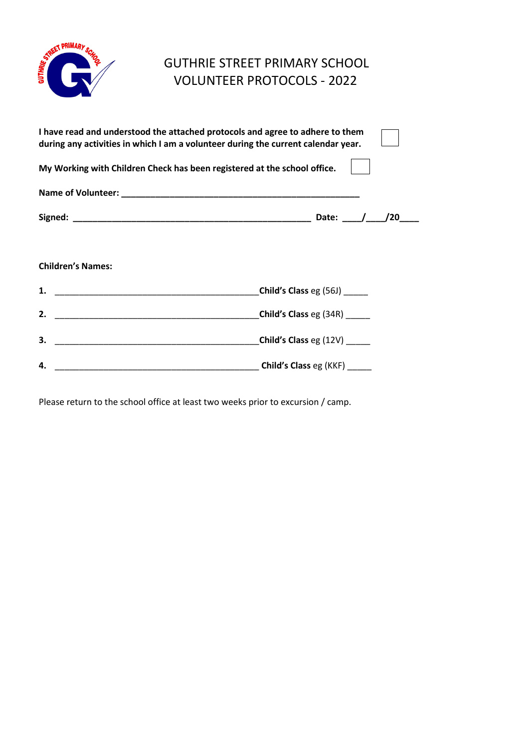# GUTHRIE STREET PRIMARY SCHOOL
# VOLUNTEER PROTOCOLS - 2022

**I have read and understood the attached protocols and agree to adhere to them during any activities in which I am a volunteer during the current calendar year.** ☐

**My Working with Children Check has been registered at the school office.** ☐

**Name of Volunteer:** ____________________________________________

**Signed:** ____________________________________________ **Date:** ____/____/20____

**Children's Names:**

**1.** ________________________________________ **Child's Class** eg (56J) _____

**2.** ________________________________________ **Child's Class** eg (34R) _____

**3.** ________________________________________ **Child's Class** eg (12V) _____

**4.** ________________________________________ **Child's Class** eg (KKF) _____

Please return to the school office at least two weeks prior to excursion / camp.